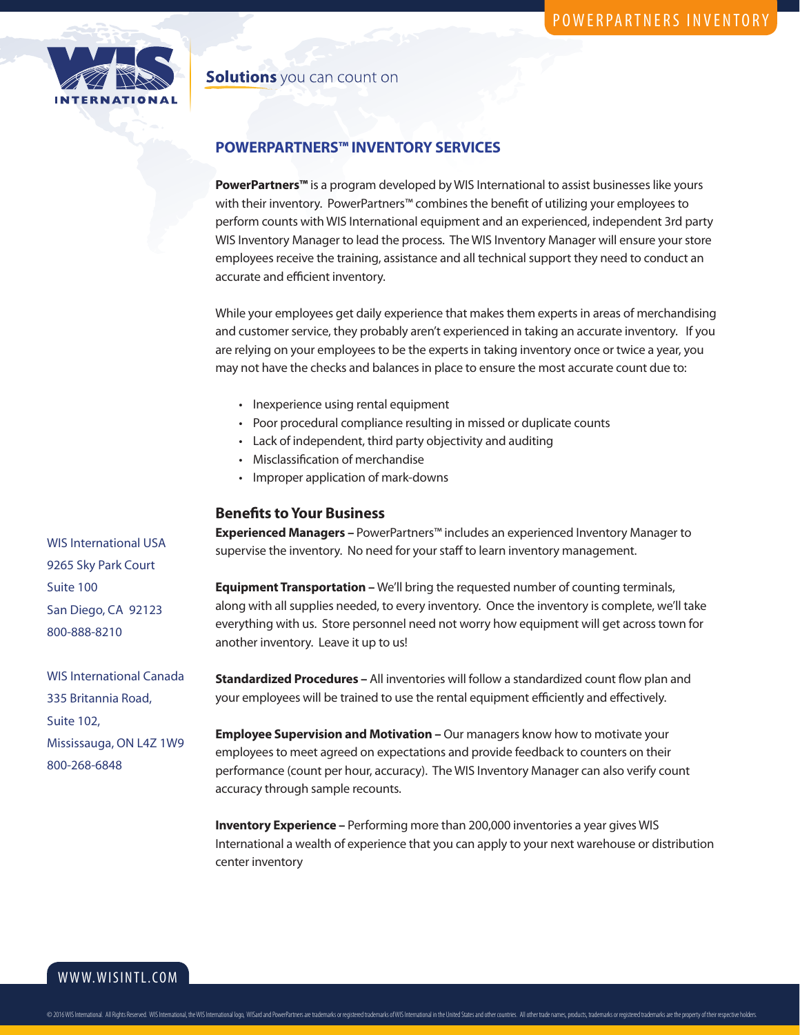Solutions you can count on

# POWERPARTNERS™ INVENTORY SERVICES

**PowerPartners™** is a program developed by WIS International to assist businesses like yours with their inventory. PowerPartners™ combines the benefit of utilizing your employees to perform counts with WIS International equipment and an experienced, independent 3rd party WIS Inventory Manager to lead the process. The WIS Inventory Manager will ensure your store employees receive the training, assistance and all technical support they need to conduct an accurate and efficient inventory.

While your employees get daily experience that makes them experts in areas of merchandising and customer service, they probably aren't experienced in taking an accurate inventory. If you are relying on your employees to be the experts in taking inventory once or twice a year, you may not have the checks and balances in place to ensure the most accurate count due to:

- Inexperience using rental equipment
- Poor procedural compliance resulting in missed or duplicate counts
- Lack of independent, third party objectivity and auditing
- Misclassification of merchandise
- Improper application of mark-downs

## Benefits to Your Business

**Experienced Managers –** PowerPartners™ includes an experienced Inventory Manager to supervise the inventory. No need for your staff to learn inventory management.

**Equipment Transportation –** We'll bring the requested number of counting terminals, along with all supplies needed, to every inventory. Once the inventory is complete, we'll take everything with us. Store personnel need not worry how equipment will get across town for another inventory. Leave it up to us!

**Standardized Procedures –** All inventories will follow a standardized count flow plan and your employees will be trained to use the rental equipment efficiently and effectively.

**Employee Supervision and Motivation –** Our managers know how to motivate your employees to meet agreed on expectations and provide feedback to counters on their performance (count per hour, accuracy). The WIS Inventory Manager can also verify count accuracy through sample recounts.

**Inventory Experience –** Performing more than 200,000 inventories a year gives WIS International a wealth of experience that you can apply to your next warehouse or distribution center inventory

WIS International USA
9265 Sky Park Court
Suite 100
San Diego, CA 92123
800-888-8210

WIS International Canada
335 Britannia Road,
Suite 102,
Mississauga, ON L4Z 1W9
800-268-6848

WWW.WISINTL.COM

© 2016 WIS International. All Rights Reserved. WIS International, the WIS International logo, WISard and PowerPartners are trademarks or registered trademarks of WIS International in the United States and other countries. All other trade names, products, trademarks or registered trademarks are the property of their respective holders.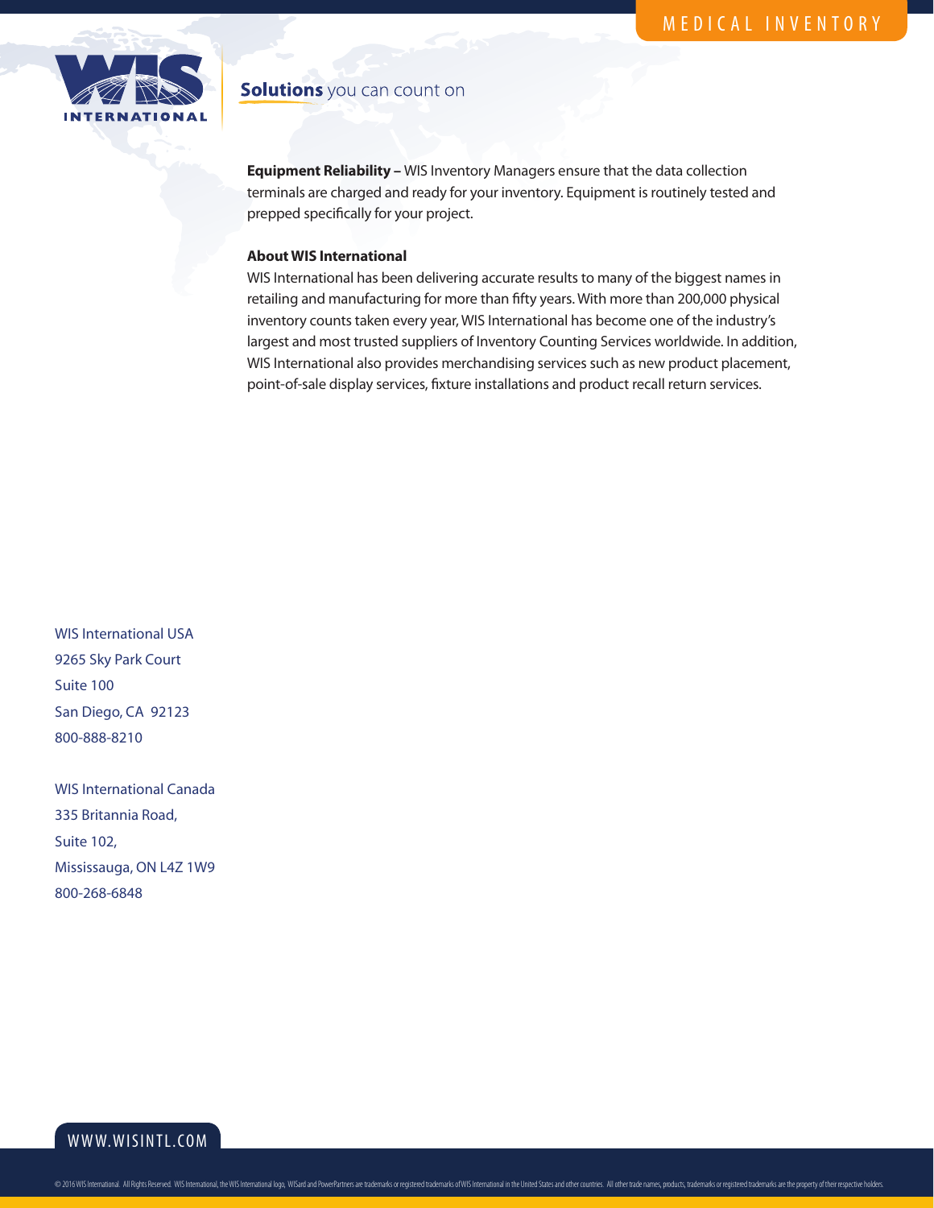**Solutions** you can count on

**Equipment Reliability –** WIS Inventory Managers ensure that the data collection terminals are charged and ready for your inventory. Equipment is routinely tested and prepped specifically for your project.

**About WIS International**

WIS International has been delivering accurate results to many of the biggest names in retailing and manufacturing for more than fifty years. With more than 200,000 physical inventory counts taken every year, WIS International has become one of the industry's largest and most trusted suppliers of Inventory Counting Services worldwide. In addition, WIS International also provides merchandising services such as new product placement, point-of-sale display services, fixture installations and product recall return services.

WIS International USA
9265 Sky Park Court
Suite 100
San Diego, CA 92123
800-888-8210

WIS International Canada
335 Britannia Road,
Suite 102,
Mississauga, ON L4Z 1W9
800-268-6848

WWW.WISINTL.COM

© 2016 WIS International. All Rights Reserved. WIS International, the WIS International logo, WISard and PowerPartners are trademarks or registered trademarks of WIS International in the United States and other countries. All other trade names, products, trademarks or registered trademarks are the property of their respective holders.